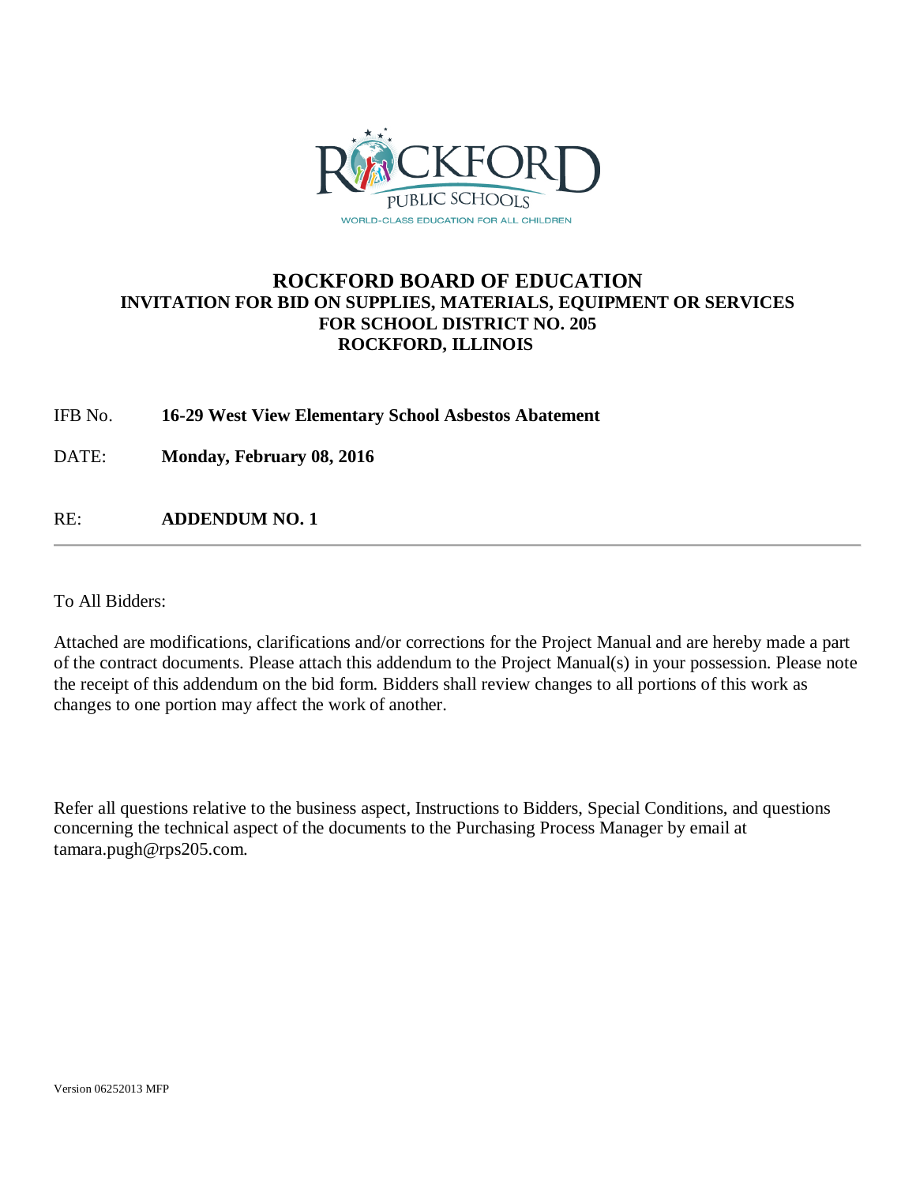# ROCKFORD BOARD OF EDUCATION

## INVITATION FOR BID ON SUPPLIES, MATERIALS, EQUIPMENT OR SERVICES FOR SCHOOL DISTRICT NO. 205 ROCKFORD, ILLINOIS

IFB No. **16-29 West View Elementary School Asbestos Abatement**

DATE: **Monday, February 08, 2016**

RE: **ADDENDUM NO. 1**

---

To All Bidders:

Attached are modifications, clarifications and/or corrections for the Project Manual and are hereby made a part of the contract documents. Please attach this addendum to the Project Manual(s) in your possession. Please note the receipt of this addendum on the bid form. Bidders shall review changes to all portions of this work as changes to one portion may affect the work of another.

Refer all questions relative to the business aspect, Instructions to Bidders, Special Conditions, and questions concerning the technical aspect of the documents to the Purchasing Process Manager by email at tamara.pugh@rps205.com.

Version 06252013 MFP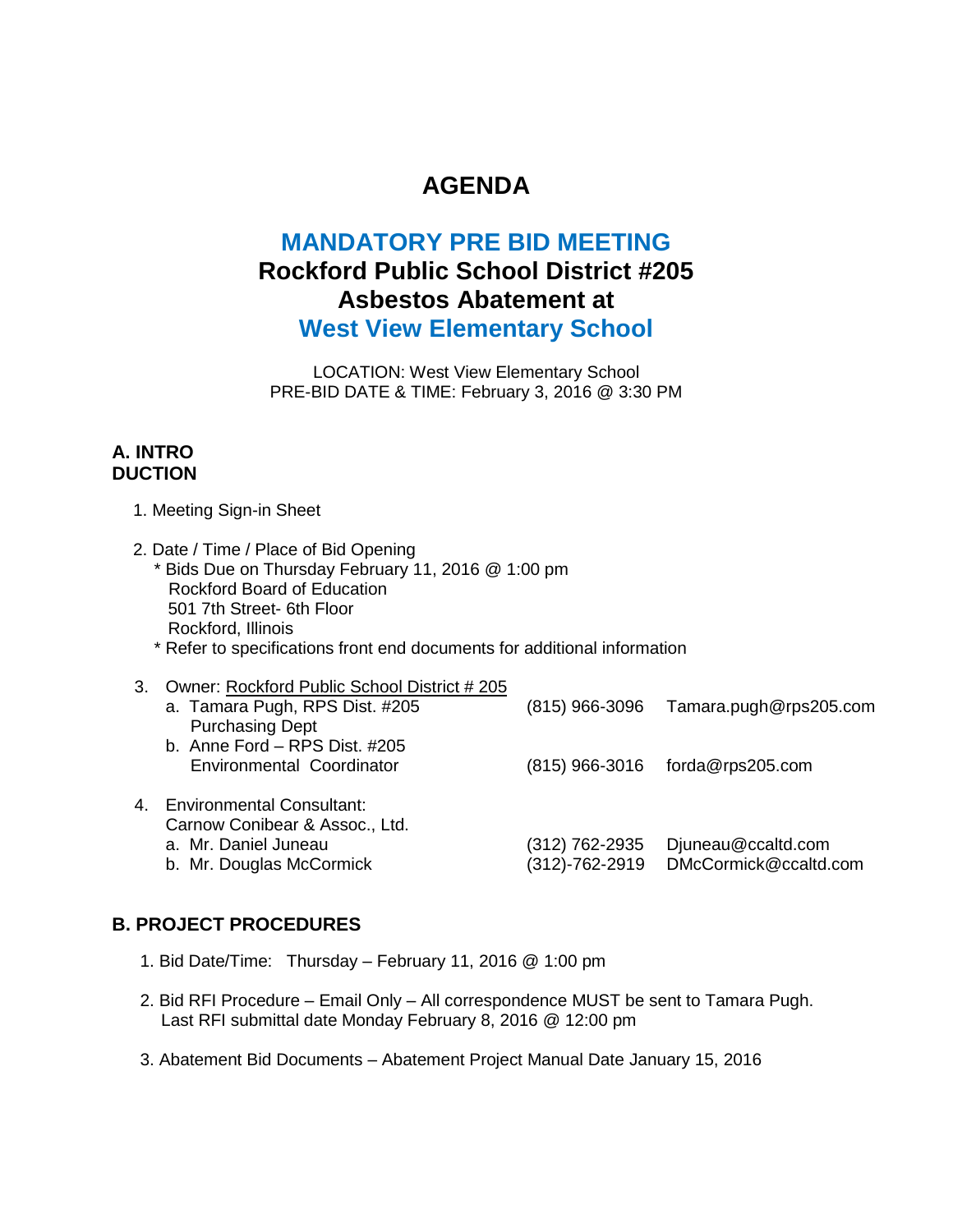# AGENDA

## MANDATORY PRE BID MEETING
## Rockford Public School District #205
## Asbestos Abatement at
## West View Elementary School

LOCATION: West View Elementary School
PRE-BID DATE & TIME: February 3, 2016 @ 3:30 PM

### A. INTRO DUCTION

1. Meeting Sign-in Sheet

2. Date / Time / Place of Bid Opening
   * Bids Due on Thursday February 11, 2016 @ 1:00 pm
     Rockford Board of Education
     501 7th Street- 6th Floor
     Rockford, Illinois
   * Refer to specifications front end documents for additional information

3. Owner: Rockford Public School District # 205
   a. Tamara Pugh, RPS Dist. #205 Purchasing Dept — (815) 966-3096 — Tamara.pugh@rps205.com
   b. Anne Ford – RPS Dist. #205 Environmental Coordinator — (815) 966-3016 — forda@rps205.com

4. Environmental Consultant:
   Carnow Conibear & Assoc., Ltd.
   a. Mr. Daniel Juneau — (312) 762-2935 — Djuneau@ccaltd.com
   b. Mr. Douglas McCormick — (312)-762-2919 — DMcCormick@ccaltd.com

### B. PROJECT PROCEDURES

1. Bid Date/Time: Thursday – February 11, 2016 @ 1:00 pm

2. Bid RFI Procedure – Email Only – All correspondence MUST be sent to Tamara Pugh.
   Last RFI submittal date Monday February 8, 2016 @ 12:00 pm

3. Abatement Bid Documents – Abatement Project Manual Date January 15, 2016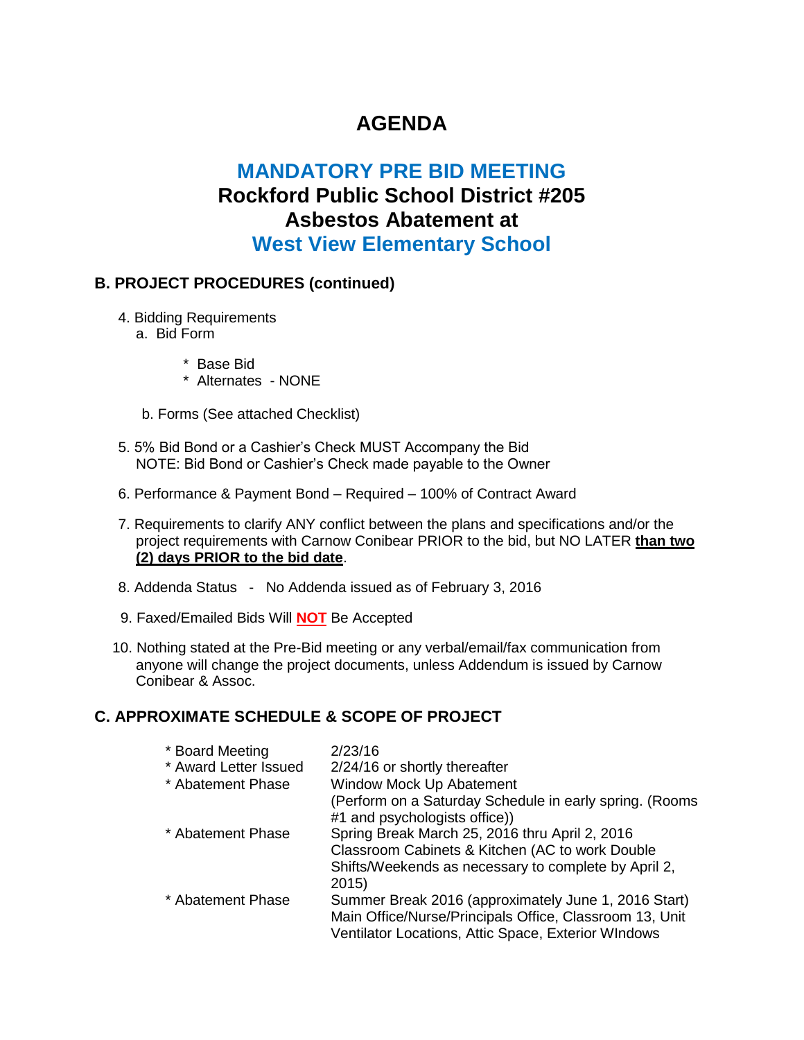# AGENDA

## MANDATORY PRE BID MEETING
## Rockford Public School District #205
## Asbestos Abatement at
## West View Elementary School

### B. PROJECT PROCEDURES (continued)

4. Bidding Requirements
   a. Bid Form
      * Base Bid
      * Alternates - NONE

   b. Forms (See attached Checklist)

5. 5% Bid Bond or a Cashier's Check MUST Accompany the Bid
   NOTE: Bid Bond or Cashier's Check made payable to the Owner

6. Performance & Payment Bond – Required – 100% of Contract Award

7. Requirements to clarify ANY conflict between the plans and specifications and/or the project requirements with Carnow Conibear PRIOR to the bid, but NO LATER **than two (2) days PRIOR to the bid date**.

8. Addenda Status - No Addenda issued as of February 3, 2016

9. Faxed/Emailed Bids Will **NOT** Be Accepted

10. Nothing stated at the Pre-Bid meeting or any verbal/email/fax communication from anyone will change the project documents, unless Addendum is issued by Carnow Conibear & Assoc.

### C. APPROXIMATE SCHEDULE & SCOPE OF PROJECT

| | |
|---|---|
| * Board Meeting | 2/23/16 |
| * Award Letter Issued | 2/24/16 or shortly thereafter |
| * Abatement Phase | Window Mock Up Abatement (Perform on a Saturday Schedule in early spring. (Rooms #1 and psychologists office)) |
| * Abatement Phase | Spring Break March 25, 2016 thru April 2, 2016 Classroom Cabinets & Kitchen (AC to work Double Shifts/Weekends as necessary to complete by April 2, 2015) |
| * Abatement Phase | Summer Break 2016 (approximately June 1, 2016 Start) Main Office/Nurse/Principals Office, Classroom 13, Unit Ventilator Locations, Attic Space, Exterior WIndows |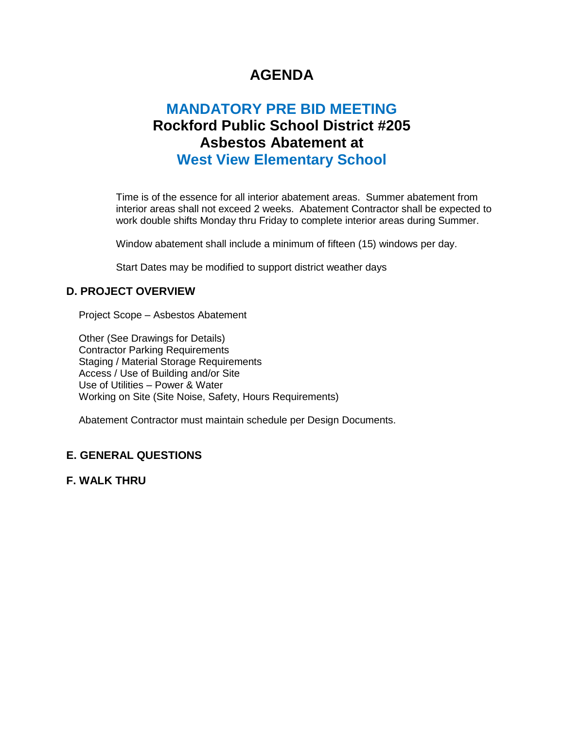# AGENDA

## MANDATORY PRE BID MEETING
## Rockford Public School District #205
## Asbestos Abatement at
## West View Elementary School

Time is of the essence for all interior abatement areas. Summer abatement from interior areas shall not exceed 2 weeks. Abatement Contractor shall be expected to work double shifts Monday thru Friday to complete interior areas during Summer.

Window abatement shall include a minimum of fifteen (15) windows per day.

Start Dates may be modified to support district weather days

### D. PROJECT OVERVIEW

Project Scope – Asbestos Abatement

Other (See Drawings for Details)
Contractor Parking Requirements
Staging / Material Storage Requirements
Access / Use of Building and/or Site
Use of Utilities – Power & Water
Working on Site (Site Noise, Safety, Hours Requirements)

Abatement Contractor must maintain schedule per Design Documents.

### E. GENERAL QUESTIONS

### F. WALK THRU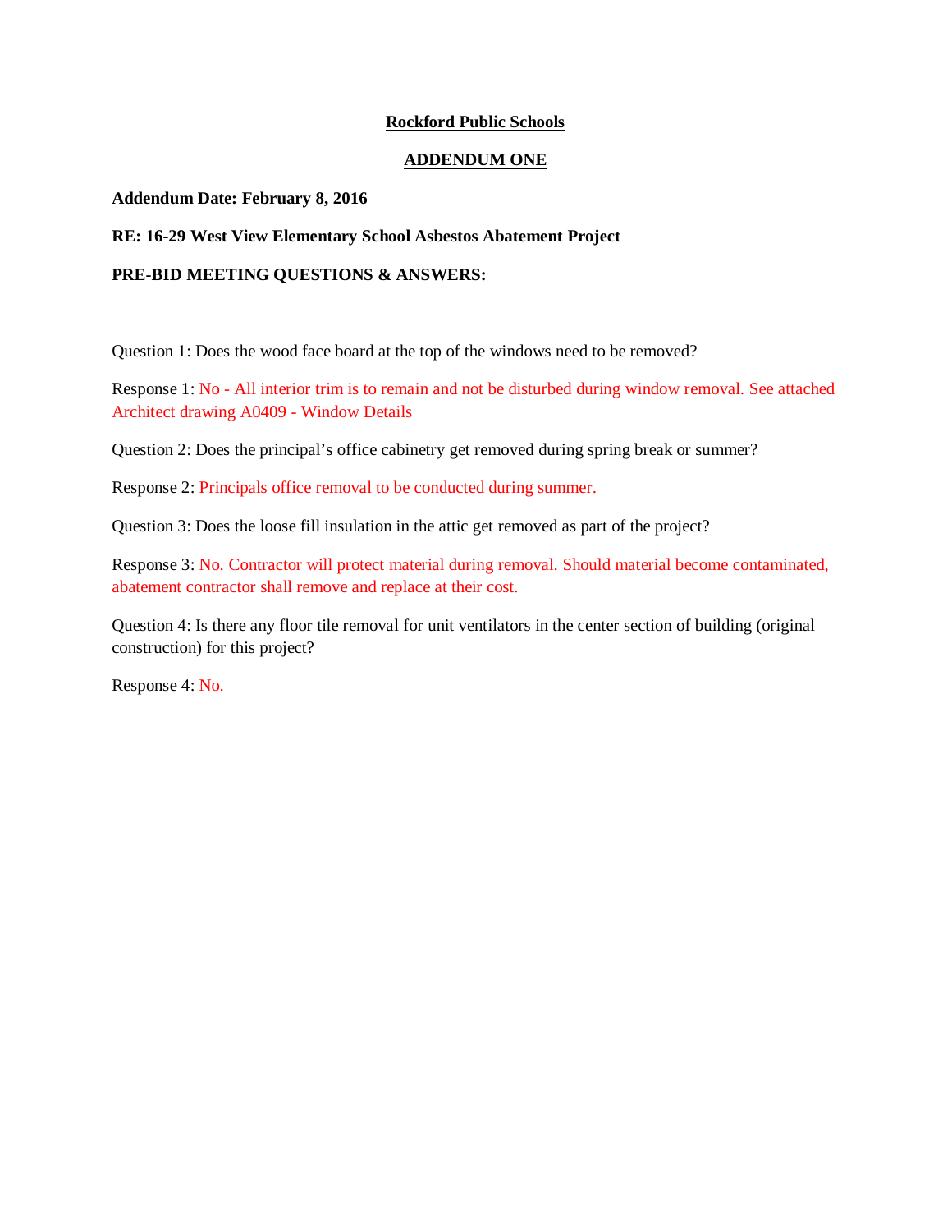**Rockford Public Schools**

**ADDENDUM ONE**

**Addendum Date: February 8, 2016**

**RE: 16-29 West View Elementary School Asbestos Abatement Project**

**PRE-BID MEETING QUESTIONS & ANSWERS:**

Question 1: Does the wood face board at the top of the windows need to be removed?

Response 1: No - All interior trim is to remain and not be disturbed during window removal. See attached Architect drawing A0409 - Window Details

Question 2: Does the principal's office cabinetry get removed during spring break or summer?

Response 2: Principals office removal to be conducted during summer.

Question 3: Does the loose fill insulation in the attic get removed as part of the project?

Response 3: No. Contractor will protect material during removal. Should material become contaminated, abatement contractor shall remove and replace at their cost.

Question 4: Is there any floor tile removal for unit ventilators in the center section of building (original construction) for this project?

Response 4: No.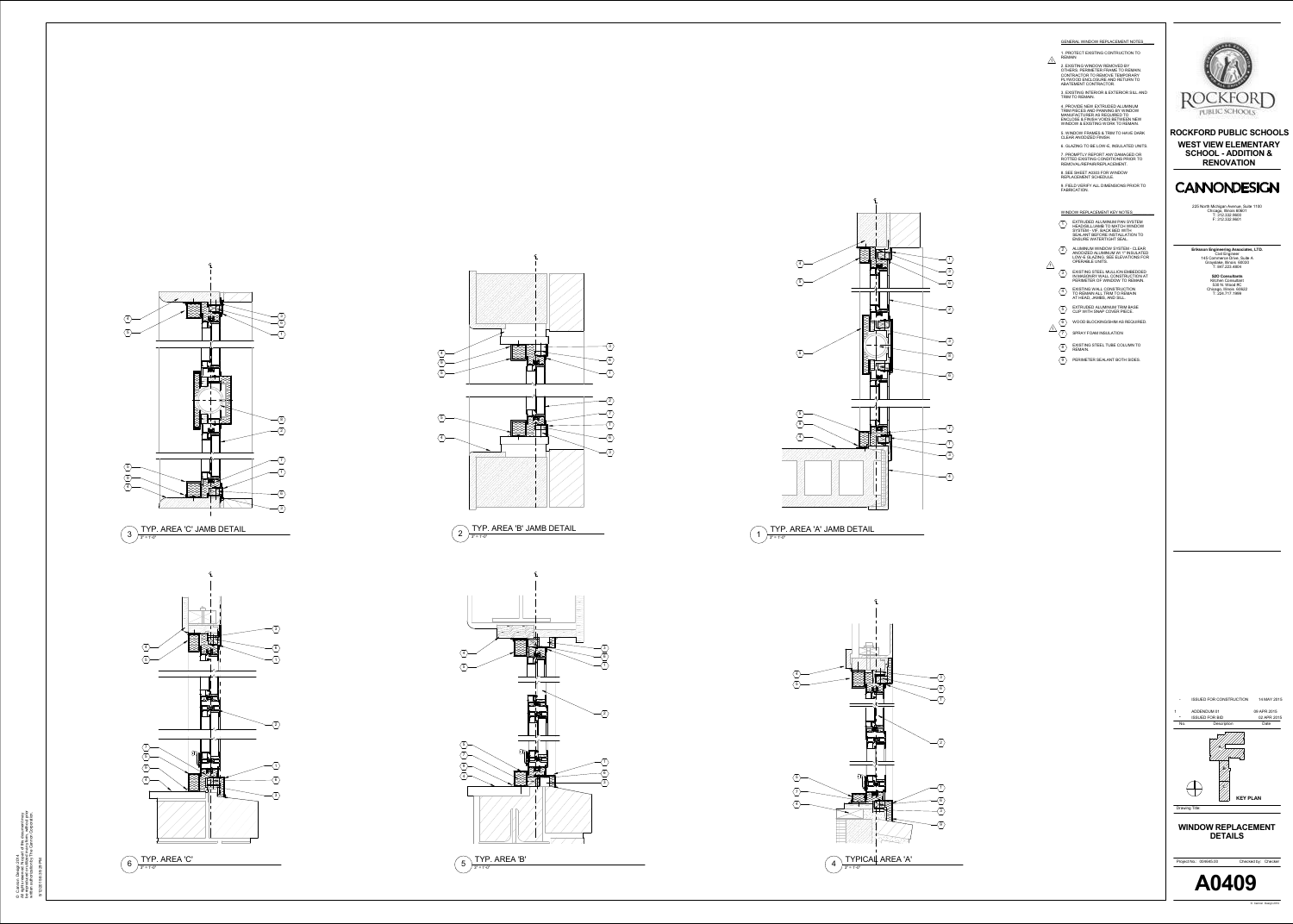## GENERAL WINDOW REPLACEMENT NOTES

1. PROTECT EXISTING CONTRUCTION TO REMAIN.
2. EXISTING WINDOW REMOVED BY OTHERS. PERIMETER FRAME TO REMAIN. CONTRACTOR TO REMOVE TEMPORARY PLYWOOD ENCLOSURE AND RETURN TO ABATEMENT CONTRACTOR.
3. EXISTING INTERIOR & EXTERIOR SILL AND TRIM TO REMAIN.
4. PROVIDE NEW EXTRUDED ALUMINUM TRIM PIECES AND PANNING BY WINDOW MANUFACTURER AS REQUIRED TO ENCLOSE & FINISH VOIDS BETWEEN NEW WINDOW & EXISTING WORK TO REMAIN.
5. WINDOW FRAMES & TRIM TO HAVE DARK CLEAR ANODIZED FINISH.
6. GLAZING TO BE LOW-E, INSULATED UNITS.
7. PROMPTLY REPORT ANY DAMAGED OR ROTTED EXISTING CONDITIONS PRIOR TO REMOVAL/REPAIR/REPLACEMENT.
8. SEE SHEET A0003 FOR WINDOW REPLACEMENT SCHEDULE.
9. FIELD VERIFY ALL DIMENSIONS PRIOR TO FABRICATION.

## WINDOW REPLACEMENT KEY NOTES

1. EXTRUDED ALUMINUM PAN SYSTEM HEAD/SILL/JAMB TO MATCH WINDOW SYSTEM - VIF. BACK BED WITH SEALANT BEFORE INSTALLATION TO ENSURE WATERTIGHT SEAL.
2. ALUMINUM WINDOW SYSTEM - CLEAR ANODIZED ALUMINUM W/ 1" INSULATED LOW-E GLAZING. SEE ELEVATIONS FOR OPERABLE UNITS.
3. EXISTING STEEL MULLION EMBEDDED IN MASONRY WALL CONSTRUCTION AT PERIMETER OF WINDOW TO REMAIN.
4. EXISTING WALL CONSTRUCTION TO REMAIN ALL TRIM TO REMAIN AT HEAD, JAMBS, AND SILL.
5. EXTRUDED ALUMINUM TRIM BASE CLIP WITH SNAP COVER PIECE.
6. WOOD BLOCKING/SHIM AS REQUIRED.
7. SPRAY FOAM INSULATION
8. EXISTING STEEL TUBE COLUMN TO REMAIN.
9. PERIMETER SEALANT BOTH SIDES.

3 TYP. AREA 'C' JAMB DETAIL — 3" = 1'-0"

2 TYP. AREA 'B' JAMB DETAIL — 3" = 1'-0"

1 TYP. AREA 'A' JAMB DETAIL — 3" = 1'-0"

6 TYP. AREA 'C' — 3" = 1'-0"

5 TYP. AREA 'B' — 3" = 1'-0"

4 TYPICAL AREA 'A' — 3" = 1'-0"

**ROCKFORD PUBLIC SCHOOLS**

**WEST VIEW ELEMENTARY SCHOOL - ADDITION & RENOVATION**

**CANNONDESIGN**

225 North Michigan Avenue, Suite 1100
Chicago, Illinois 60601
T: 312.332.9600
F: 312.332.9601

**Eriksson Engineering Associates, LTD.**
Civil Engineer
145 Commerce Drive, Suite A
Grayslake, Illinois, 60030
T: 847.223.4804

**SZO Consultants**
Kitchen Consultant
538 N. Wood PC
Chicago, Illinois 60622
T: 224.717.1869

| No. | Description | Date |
|---|---|---|
| - | ISSUED FOR CONSTRUCTION | 14 MAY 2015 |
| 1 | ADDENDUM 01 | 09 APR 2015 |
| - | ISSUED FOR BID | 02 APR 2015 |

KEY PLAN

Drawing Title:

**WINDOW REPLACEMENT DETAILS**

Project No.: 006045.00 Checked by: Checker

**A0409**

© Cannon Design 2014
All rights reserved. No part of this document may be reproduced or utilized in any form, without prior written authorization of The Cannon Corporation.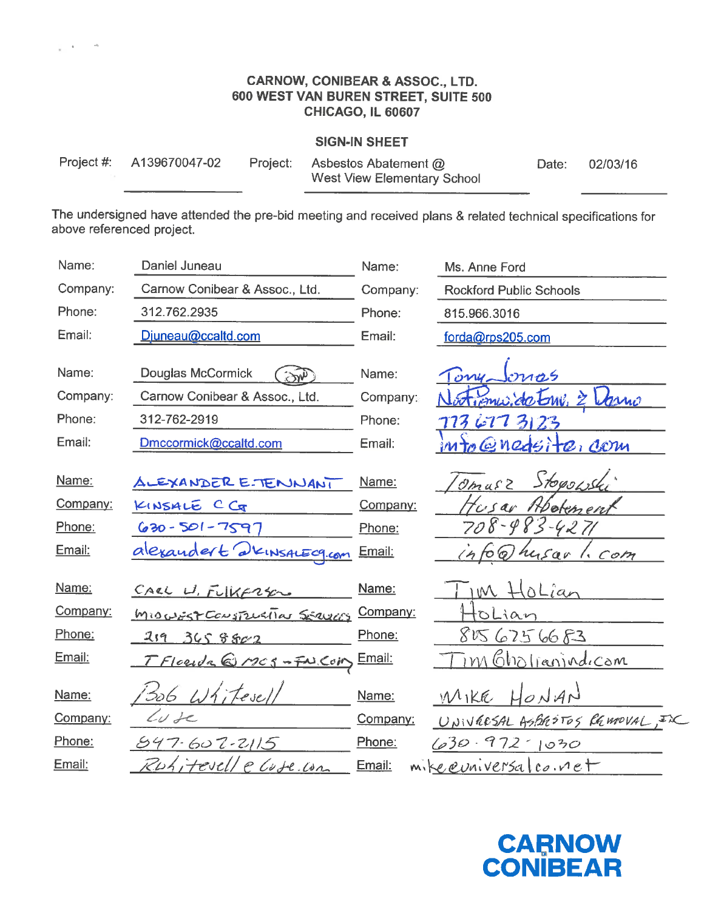# CARNOW, CONIBEAR & ASSOC., LTD.
600 WEST VAN BUREN STREET, SUITE 500
CHICAGO, IL 60607

## SIGN-IN SHEET

Project #: A139670047-02 Project: Asbestos Abatement @ West View Elementary School Date: 02/03/16

The undersigned have attended the pre-bid meeting and received plans & related technical specifications for above referenced project.

| | | | |
|---|---|---|---|
| Name: | Daniel Juneau | Name: | Ms. Anne Ford |
| Company: | Carnow Conibear & Assoc., Ltd. | Company: | Rockford Public Schools |
| Phone: | 312.762.2935 | Phone: | 815.966.3016 |
| Email: | Djuneau@ccaltd.com | Email: | forda@rps205.com |
| Name: | Douglas McCormick | Name: | Tony Jones |
| Company: | Carnow Conibear & Assoc., Ltd. | Company: | Nationwide Env. & Demo |
| Phone: | 312-762-2919 | Phone: | 773 677 3123 |
| Email: | Dmccormick@ccaltd.com | Email: | info@nedsite.com |
| Name: | ALEXANDER E. TENNANT | Name: | Tomasz Stopowski |
| Company: | KINSALE C Co | Company: | Husar Abatement |
| Phone: | 630-501-7597 | Phone: | 708-983-4271 |
| Email: | alexandert@KINSALECO.com | Email: | info@husarl.com |
| Name: | CARL W. FULKERSON | Name: | TIM HoLian |
| Company: | MIDWEST CONSTRUCTION SERVICES | Company: | HoLian |
| Phone: | 219 365 8802 | Phone: | 815 675 6683 |
| Email: | TFlorida@MCS-IN.Com | Email: | Tim@holianind.com |
| Name: | Bob Whitesell | Name: | MIKE HONAN |
| Company: | Cuse | Company: | UNIVERSAL ASBESTOS REMOVAL, INC |
| Phone: | 847-607-2115 | Phone: | 630-972-1030 |
| Email: | Rwhitesell@Cuse.com | Email: | mike@universalco.net |

CARNOW CONIBEAR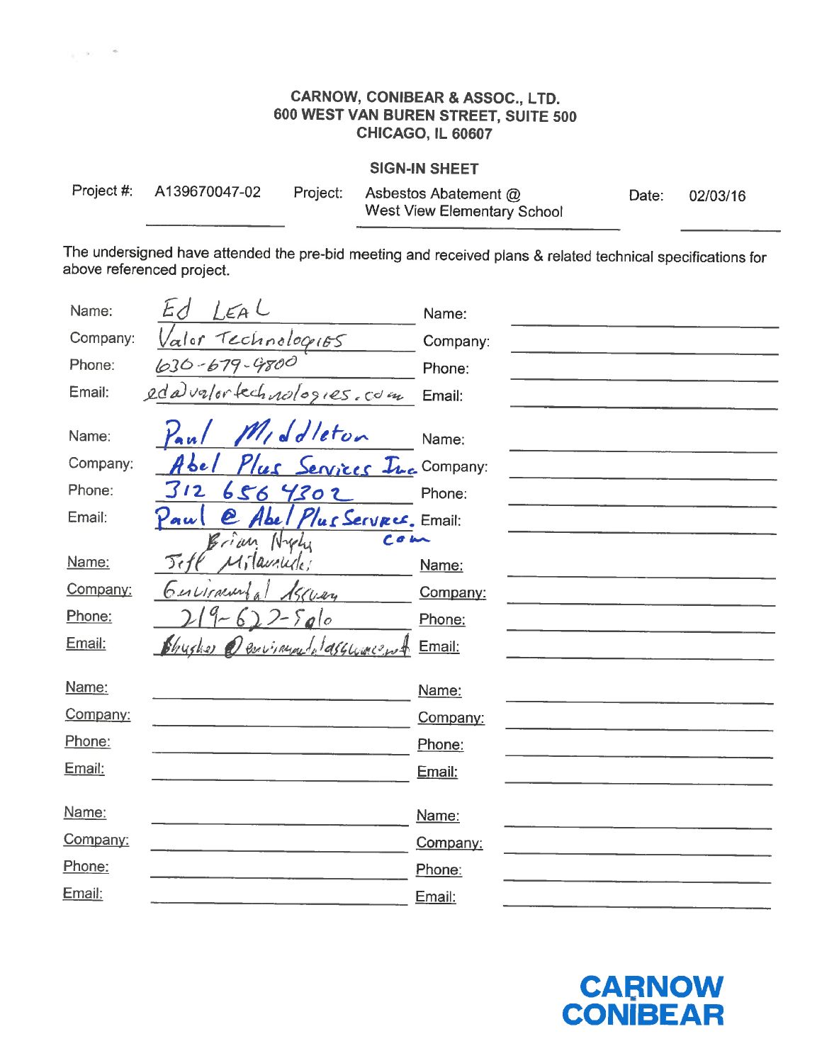**CARNOW, CONIBEAR & ASSOC., LTD.**
**600 WEST VAN BUREN STREET, SUITE 500**
**CHICAGO, IL 60607**

**SIGN-IN SHEET**

Project #: A139670047-02    Project: Asbestos Abatement @ West View Elementary School    Date: 02/03/16

The undersigned have attended the pre-bid meeting and received plans & related technical specifications for above referenced project.

| | | | |
|---|---|---|---|
| Name: | Ed LEAL | Name: | |
| Company: | Valor Technologies | Company: | |
| Phone: | 630-679-9800 | Phone: | |
| Email: | ed@valortechnologies.com | Email: | |
| Name: | Paul Middleton | Name: | |
| Company: | Abel Plus Services Inc | Company: | |
| Phone: | 312 656 4302 | Phone: | |
| Email: | Paul@AbelPlusServices.com | Email: | |
| Name: | Brian Nyhus / Jeff Milavulci | Name: | |
| Company: | Environmental Assurance | Company: | |
| Phone: | 219-622-5010 | Phone: | |
| Email: | bhushes@environmentalassurance.net | Email: | |
| Name: | | Name: | |
| Company: | | Company: | |
| Phone: | | Phone: | |
| Email: | | Email: | |
| Name: | | Name: | |
| Company: | | Company: | |
| Phone: | | Phone: | |
| Email: | | Email: | |

**CARNOW CONIBEAR**